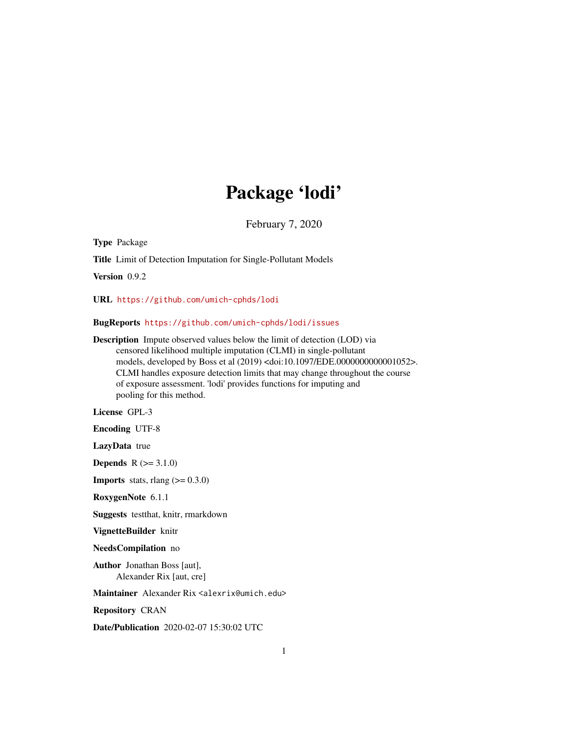# Package 'lodi'

February 7, 2020

**Type** Package

**Title** Limit of Detection Imputation for Single-Pollutant Models

**Version** 0.9.2

**URL** https://github.com/umich-cphds/lodi

**BugReports** https://github.com/umich-cphds/lodi/issues

**Description** Impute observed values below the limit of detection (LOD) via censored likelihood multiple imputation (CLMI) in single-pollutant models, developed by Boss et al (2019) <doi:10.1097/EDE.0000000000001052>. CLMI handles exposure detection limits that may change throughout the course of exposure assessment. 'lodi' provides functions for imputing and pooling for this method.

**License** GPL-3

**Encoding** UTF-8

**LazyData** true

**Depends** R (>= 3.1.0)

**Imports** stats, rlang (>= 0.3.0)

**RoxygenNote** 6.1.1

**Suggests** testthat, knitr, rmarkdown

**VignetteBuilder** knitr

**NeedsCompilation** no

**Author** Jonathan Boss [aut], Alexander Rix [aut, cre]

**Maintainer** Alexander Rix <alexrix@umich.edu>

**Repository** CRAN

**Date/Publication** 2020-02-07 15:30:02 UTC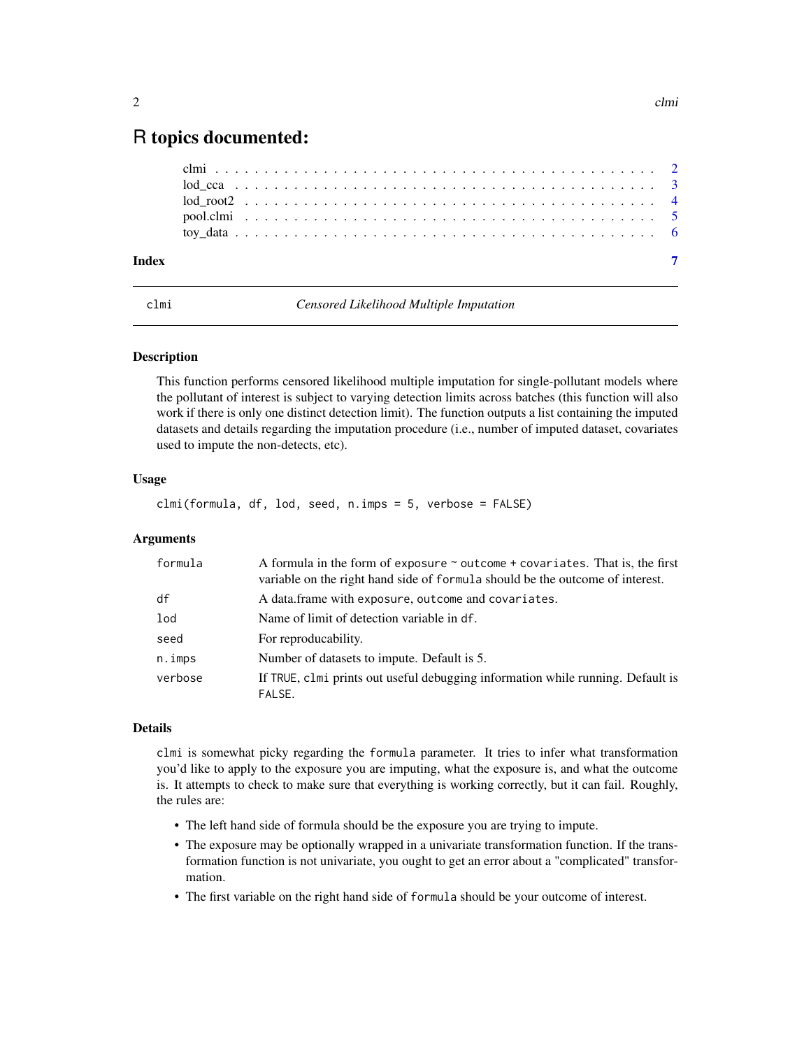# R topics documented:

- clmi . . . . . . . . . . . . . . . . . . . . . . . . . . . . . . . . . . . . . . . . . . 2
- lod_cca . . . . . . . . . . . . . . . . . . . . . . . . . . . . . . . . . . . . . . . . 3
- lod_root2 . . . . . . . . . . . . . . . . . . . . . . . . . . . . . . . . . . . . . . . 4
- pool.clmi . . . . . . . . . . . . . . . . . . . . . . . . . . . . . . . . . . . . . . . 5
- toy_data . . . . . . . . . . . . . . . . . . . . . . . . . . . . . . . . . . . . . . . 6

**Index** 7

---

## clmi — *Censored Likelihood Multiple Imputation*

### Description

This function performs censored likelihood multiple imputation for single-pollutant models where the pollutant of interest is subject to varying detection limits across batches (this function will also work if there is only one distinct detection limit). The function outputs a list containing the imputed datasets and details regarding the imputation procedure (i.e., number of imputed dataset, covariates used to impute the non-detects, etc).

### Usage

```
clmi(formula, df, lod, seed, n.imps = 5, verbose = FALSE)
```

### Arguments

| | |
|---|---|
| `formula` | A formula in the form of `exposure ~ outcome + covariates`. That is, the first variable on the right hand side of `formula` should be the outcome of interest. |
| `df` | A data.frame with `exposure`, `outcome` and `covariates`. |
| `lod` | Name of limit of detection variable in `df`. |
| `seed` | For reproducability. |
| `n.imps` | Number of datasets to impute. Default is 5. |
| `verbose` | If `TRUE`, `clmi` prints out useful debugging information while running. Default is `FALSE`. |

### Details

`clmi` is somewhat picky regarding the `formula` parameter. It tries to infer what transformation you'd like to apply to the exposure you are imputing, what the exposure is, and what the outcome is. It attempts to check to make sure that everything is working correctly, but it can fail. Roughly, the rules are:

- The left hand side of formula should be the exposure you are trying to impute.
- The exposure may be optionally wrapped in a univariate transformation function. If the transformation function is not univariate, you ought to get an error about a "complicated" transformation.
- The first variable on the right hand side of `formula` should be your outcome of interest.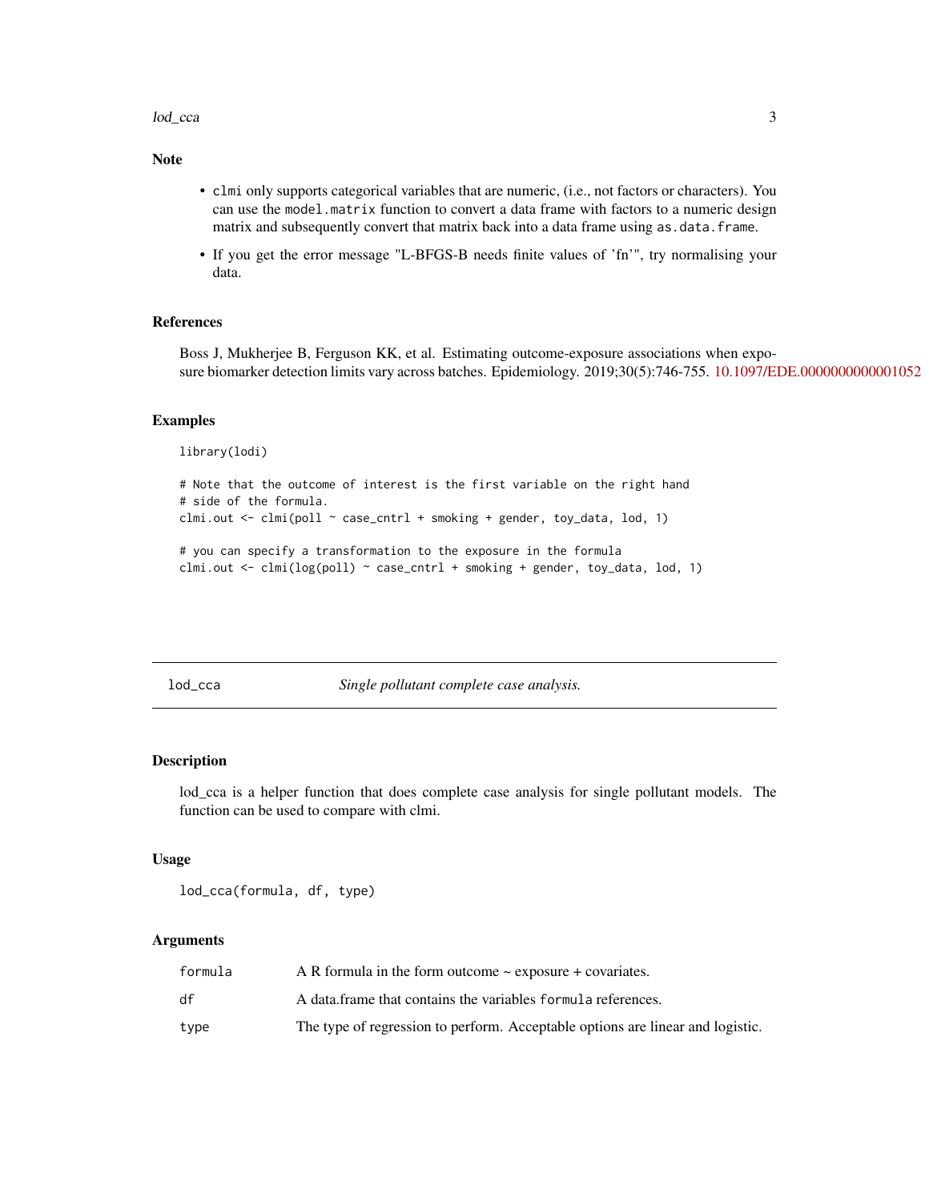## Note

- `clmi` only supports categorical variables that are numeric, (i.e., not factors or characters). You can use the `model.matrix` function to convert a data frame with factors to a numeric design matrix and subsequently convert that matrix back into a data frame using `as.data.frame`.
- If you get the error message "L-BFGS-B needs finite values of 'fn'", try normalising your data.

## References

Boss J, Mukherjee B, Ferguson KK, et al. Estimating outcome-exposure associations when exposure biomarker detection limits vary across batches. Epidemiology. 2019;30(5):746-755. 10.1097/EDE.0000000000001052

## Examples

```
library(lodi)

# Note that the outcome of interest is the first variable on the right hand
# side of the formula.
clmi.out <- clmi(poll ~ case_cntrl + smoking + gender, toy_data, lod, 1)

# you can specify a transformation to the exposure in the formula
clmi.out <- clmi(log(poll) ~ case_cntrl + smoking + gender, toy_data, lod, 1)
```

---

# lod_cca *Single pollutant complete case analysis.*

---

## Description

lod_cca is a helper function that does complete case analysis for single pollutant models. The function can be used to compare with clmi.

## Usage

```
lod_cca(formula, df, type)
```

## Arguments

| | |
|---|---|
| `formula` | A R formula in the form outcome ~ exposure + covariates. |
| `df` | A data.frame that contains the variables `formula` references. |
| `type` | The type of regression to perform. Acceptable options are linear and logistic. |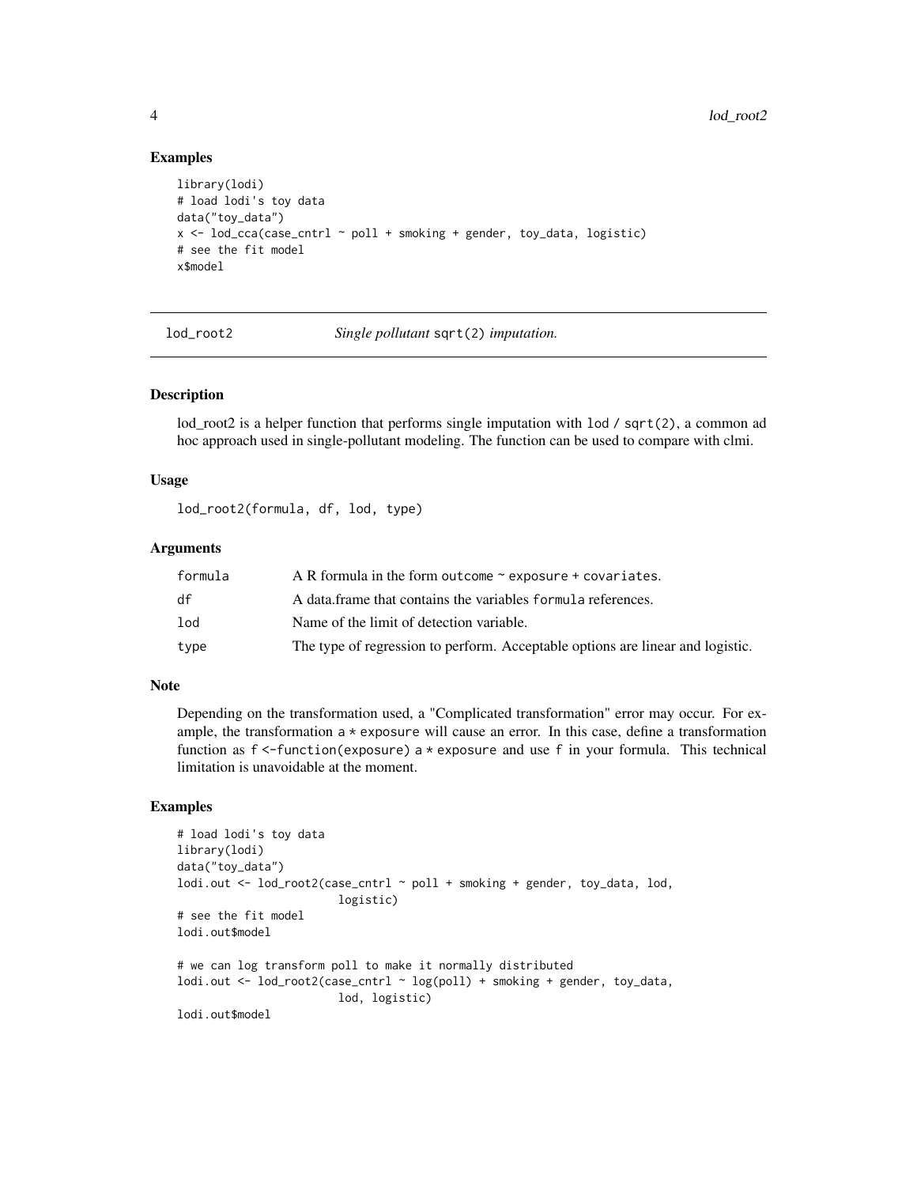### Examples

```
library(lodi)
# load lodi's toy data
data("toy_data")
x <- lod_cca(case_cntrl ~ poll + smoking + gender, toy_data, logistic)
# see the fit model
x$model
```

---

## lod_root2 — *Single pollutant* `sqrt(2)` *imputation.*

---

### Description

lod_root2 is a helper function that performs single imputation with `lod / sqrt(2)`, a common ad hoc approach used in single-pollutant modeling. The function can be used to compare with clmi.

### Usage

```
lod_root2(formula, df, lod, type)
```

### Arguments

| | |
|---|---|
| formula | A R formula in the form `outcome ~ exposure + covariates`. |
| df | A data.frame that contains the variables `formula` references. |
| lod | Name of the limit of detection variable. |
| type | The type of regression to perform. Acceptable options are linear and logistic. |

### Note

Depending on the transformation used, a "Complicated transformation" error may occur. For example, the transformation `a * exposure` will cause an error. In this case, define a transformation function as `f <-function(exposure) a * exposure` and use `f` in your formula. This technical limitation is unavoidable at the moment.

### Examples

```
# load lodi's toy data
library(lodi)
data("toy_data")
lodi.out <- lod_root2(case_cntrl ~ poll + smoking + gender, toy_data, lod,
                      logistic)
# see the fit model
lodi.out$model

# we can log transform poll to make it normally distributed
lodi.out <- lod_root2(case_cntrl ~ log(poll) + smoking + gender, toy_data,
                      lod, logistic)
lodi.out$model
```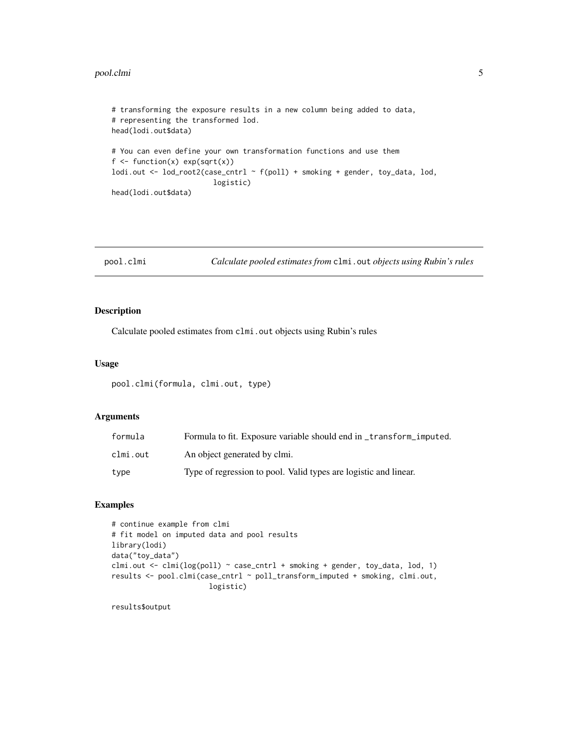```
# transforming the exposure results in a new column being added to data,
# representing the transformed lod.
head(lodi.out$data)

# You can even define your own transformation functions and use them
f <- function(x) exp(sqrt(x))
lodi.out <- lod_root2(case_cntrl ~ f(poll) + smoking + gender, toy_data, lod,
                      logistic)
head(lodi.out$data)
```

## pool.clmi — *Calculate pooled estimates from* `clmi.out` *objects using Rubin's rules*

### Description

Calculate pooled estimates from `clmi.out` objects using Rubin's rules

### Usage

```
pool.clmi(formula, clmi.out, type)
```

### Arguments

| | |
|---|---|
| `formula` | Formula to fit. Exposure variable should end in `_transform_imputed`. |
| `clmi.out` | An object generated by clmi. |
| `type` | Type of regression to pool. Valid types are logistic and linear. |

### Examples

```
# continue example from clmi
# fit model on imputed data and pool results
library(lodi)
data("toy_data")
clmi.out <- clmi(log(poll) ~ case_cntrl + smoking + gender, toy_data, lod, 1)
results <- pool.clmi(case_cntrl ~ poll_transform_imputed + smoking, clmi.out,
                     logistic)

results$output
```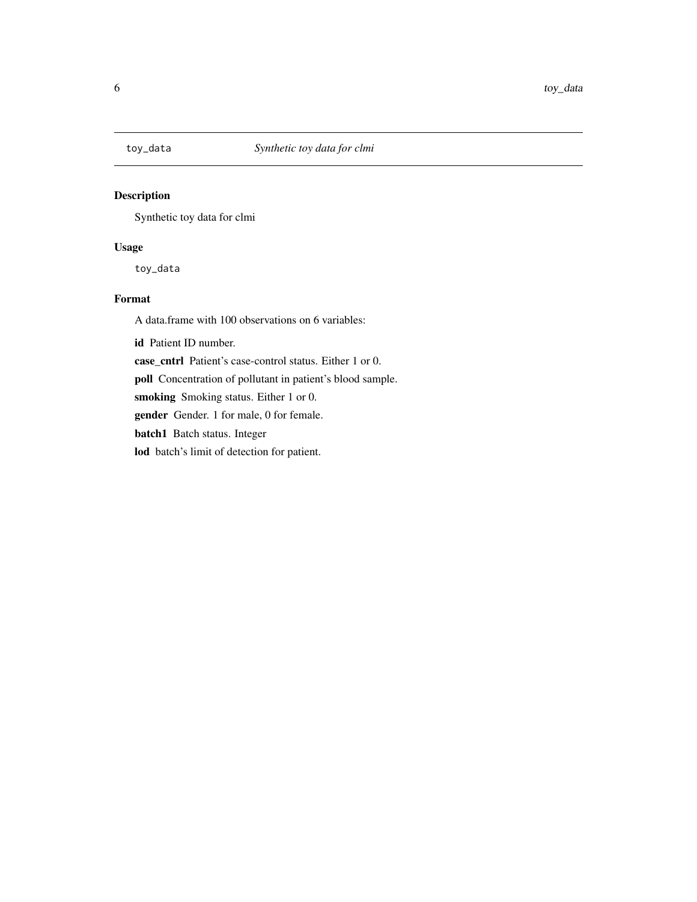`toy_data` *Synthetic toy data for clmi*

## Description

Synthetic toy data for clmi

## Usage

```
toy_data
```

## Format

A data.frame with 100 observations on 6 variables:

**id** Patient ID number.

**case_cntrl** Patient's case-control status. Either 1 or 0.

**poll** Concentration of pollutant in patient's blood sample.

**smoking** Smoking status. Either 1 or 0.

**gender** Gender. 1 for male, 0 for female.

**batch1** Batch status. Integer

**lod** batch's limit of detection for patient.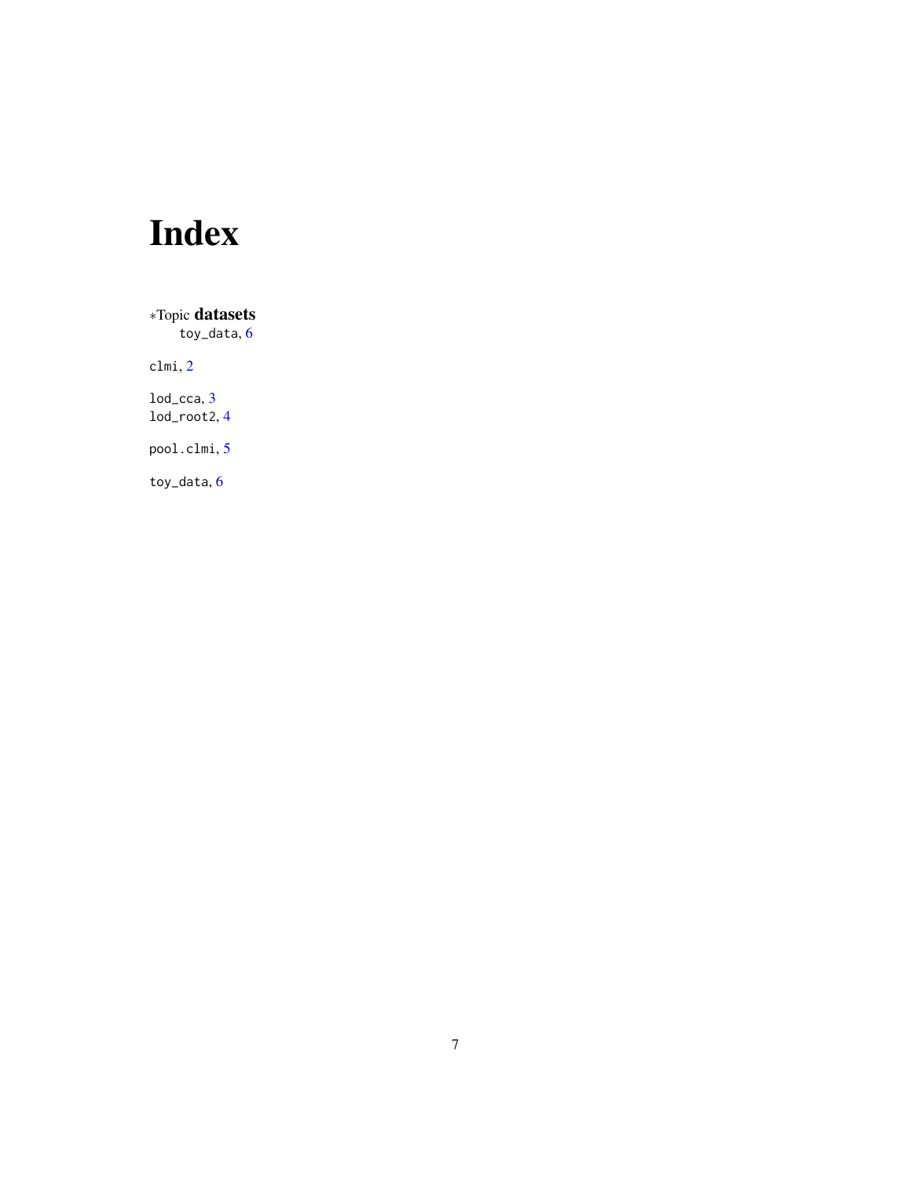# Index

∗Topic **datasets**
    toy_data, 6

clmi, 2

lod_cca, 3
lod_root2, 4

pool.clmi, 5

toy_data, 6